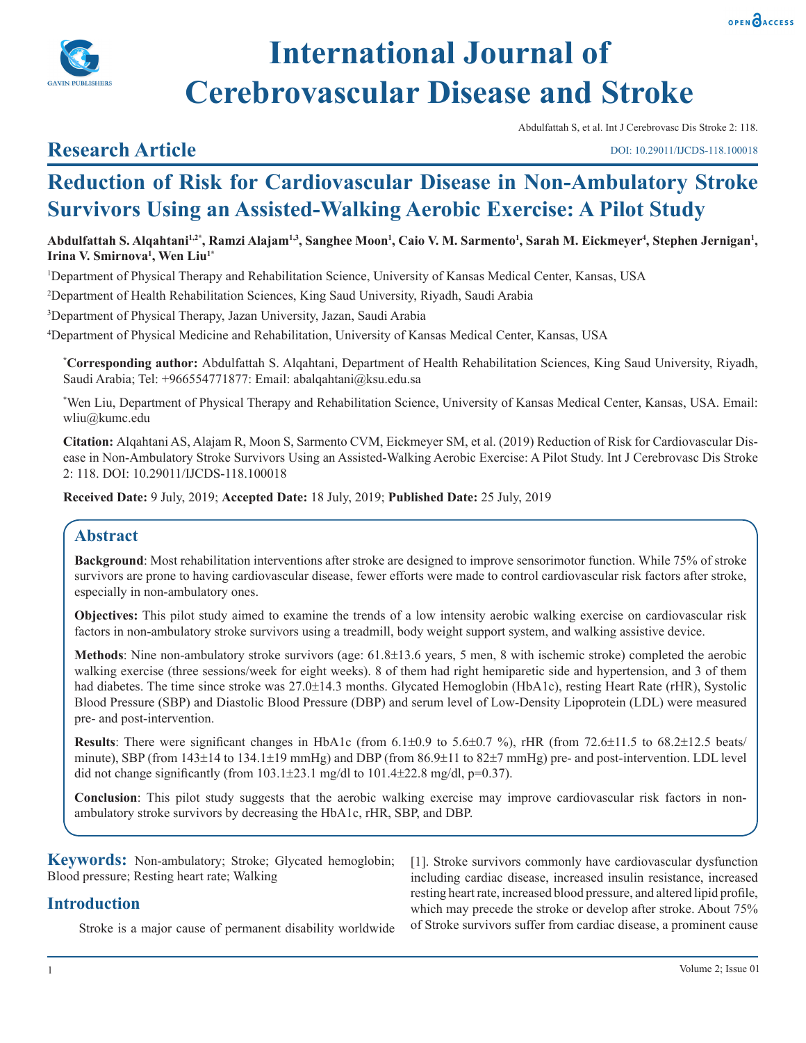# International Journal of Cerebrovascular Disease and Stroke

Abdulfattah S, et al. Int J Cerebrovasc Dis Stroke 2: 118.

DOI: 10.29011/IJCDS-118.100018

## Research Article

# Reduction of Risk for Cardiovascular Disease in Non-Ambulatory Stroke Survivors Using an Assisted-Walking Aerobic Exercise: A Pilot Study

**Abdulfattah S. Alqahtani[1,2*], Ramzi Alajam[1,3], Sanghee Moon[1], Caio V. M. Sarmento[1], Sarah M. Eickmeyer[4], Stephen Jernigan[1], Irina V. Smirnova[1], Wen Liu[1*]**

[1]Department of Physical Therapy and Rehabilitation Science, University of Kansas Medical Center, Kansas, USA

[2]Department of Health Rehabilitation Sciences, King Saud University, Riyadh, Saudi Arabia

[3]Department of Physical Therapy, Jazan University, Jazan, Saudi Arabia

[4]Department of Physical Medicine and Rehabilitation, University of Kansas Medical Center, Kansas, USA

[*]**Corresponding author:** Abdulfattah S. Alqahtani, Department of Health Rehabilitation Sciences, King Saud University, Riyadh, Saudi Arabia; Tel: +966554771877: Email: abalqahtani@ksu.edu.sa

[*]Wen Liu, Department of Physical Therapy and Rehabilitation Science, University of Kansas Medical Center, Kansas, USA. Email: wliu@kumc.edu

**Citation:** Alqahtani AS, Alajam R, Moon S, Sarmento CVM, Eickmeyer SM, et al. (2019) Reduction of Risk for Cardiovascular Disease in Non-Ambulatory Stroke Survivors Using an Assisted-Walking Aerobic Exercise: A Pilot Study. Int J Cerebrovasc Dis Stroke 2: 118. DOI: 10.29011/IJCDS-118.100018

**Received Date:** 9 July, 2019; **Accepted Date:** 18 July, 2019; **Published Date:** 25 July, 2019

## Abstract

**Background**: Most rehabilitation interventions after stroke are designed to improve sensorimotor function. While 75% of stroke survivors are prone to having cardiovascular disease, fewer efforts were made to control cardiovascular risk factors after stroke, especially in non-ambulatory ones.

**Objectives:** This pilot study aimed to examine the trends of a low intensity aerobic walking exercise on cardiovascular risk factors in non-ambulatory stroke survivors using a treadmill, body weight support system, and walking assistive device.

**Methods**: Nine non-ambulatory stroke survivors (age: 61.8±13.6 years, 5 men, 8 with ischemic stroke) completed the aerobic walking exercise (three sessions/week for eight weeks). 8 of them had right hemiparetic side and hypertension, and 3 of them had diabetes. The time since stroke was 27.0±14.3 months. Glycated Hemoglobin (HbA1c), resting Heart Rate (rHR), Systolic Blood Pressure (SBP) and Diastolic Blood Pressure (DBP) and serum level of Low-Density Lipoprotein (LDL) were measured pre- and post-intervention.

**Results**: There were significant changes in HbA1c (from 6.1±0.9 to 5.6±0.7 %), rHR (from 72.6±11.5 to 68.2±12.5 beats/minute), SBP (from 143±14 to 134.1±19 mmHg) and DBP (from 86.9±11 to 82±7 mmHg) pre- and post-intervention. LDL level did not change significantly (from 103.1±23.1 mg/dl to 101.4±22.8 mg/dl, p=0.37).

**Conclusion**: This pilot study suggests that the aerobic walking exercise may improve cardiovascular risk factors in non-ambulatory stroke survivors by decreasing the HbA1c, rHR, SBP, and DBP.

**Keywords:** Non-ambulatory; Stroke; Glycated hemoglobin; Blood pressure; Resting heart rate; Walking

## Introduction

Stroke is a major cause of permanent disability worldwide [1]. Stroke survivors commonly have cardiovascular dysfunction including cardiac disease, increased insulin resistance, increased resting heart rate, increased blood pressure, and altered lipid profile, which may precede the stroke or develop after stroke. About 75% of Stroke survivors suffer from cardiac disease, a prominent cause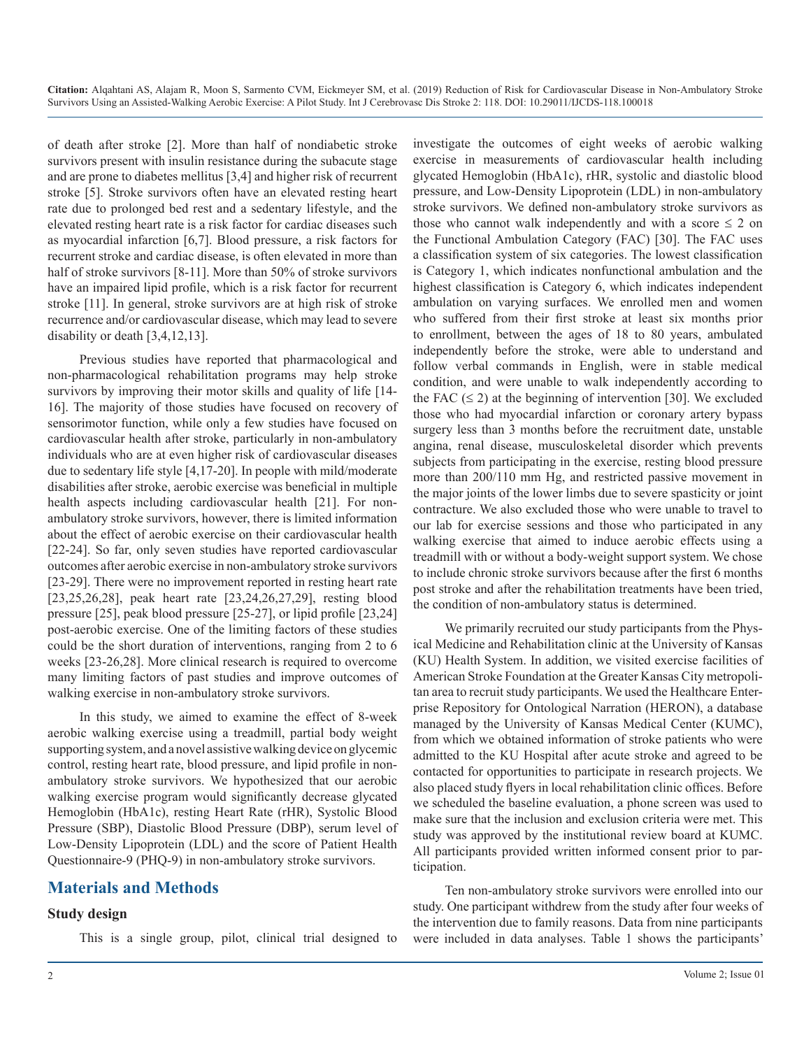of death after stroke [2]. More than half of nondiabetic stroke survivors present with insulin resistance during the subacute stage and are prone to diabetes mellitus [3,4] and higher risk of recurrent stroke [5]. Stroke survivors often have an elevated resting heart rate due to prolonged bed rest and a sedentary lifestyle, and the elevated resting heart rate is a risk factor for cardiac diseases such as myocardial infarction [6,7]. Blood pressure, a risk factors for recurrent stroke and cardiac disease, is often elevated in more than half of stroke survivors [8-11]. More than 50% of stroke survivors have an impaired lipid profile, which is a risk factor for recurrent stroke [11]. In general, stroke survivors are at high risk of stroke recurrence and/or cardiovascular disease, which may lead to severe disability or death [3,4,12,13].

Previous studies have reported that pharmacological and non-pharmacological rehabilitation programs may help stroke survivors by improving their motor skills and quality of life [14-16]. The majority of those studies have focused on recovery of sensorimotor function, while only a few studies have focused on cardiovascular health after stroke, particularly in non-ambulatory individuals who are at even higher risk of cardiovascular diseases due to sedentary life style [4,17-20]. In people with mild/moderate disabilities after stroke, aerobic exercise was beneficial in multiple health aspects including cardiovascular health [21]. For non-ambulatory stroke survivors, however, there is limited information about the effect of aerobic exercise on their cardiovascular health [22-24]. So far, only seven studies have reported cardiovascular outcomes after aerobic exercise in non-ambulatory stroke survivors [23-29]. There were no improvement reported in resting heart rate [23,25,26,28], peak heart rate [23,24,26,27,29], resting blood pressure [25], peak blood pressure [25-27], or lipid profile [23,24] post-aerobic exercise. One of the limiting factors of these studies could be the short duration of interventions, ranging from 2 to 6 weeks [23-26,28]. More clinical research is required to overcome many limiting factors of past studies and improve outcomes of walking exercise in non-ambulatory stroke survivors.

In this study, we aimed to examine the effect of 8-week aerobic walking exercise using a treadmill, partial body weight supporting system, and a novel assistive walking device on glycemic control, resting heart rate, blood pressure, and lipid profile in non-ambulatory stroke survivors. We hypothesized that our aerobic walking exercise program would significantly decrease glycated Hemoglobin (HbA1c), resting Heart Rate (rHR), Systolic Blood Pressure (SBP), Diastolic Blood Pressure (DBP), serum level of Low-Density Lipoprotein (LDL) and the score of Patient Health Questionnaire-9 (PHQ-9) in non-ambulatory stroke survivors.

## Materials and Methods

### Study design

This is a single group, pilot, clinical trial designed to investigate the outcomes of eight weeks of aerobic walking exercise in measurements of cardiovascular health including glycated Hemoglobin (HbA1c), rHR, systolic and diastolic blood pressure, and Low-Density Lipoprotein (LDL) in non-ambulatory stroke survivors. We defined non-ambulatory stroke survivors as those who cannot walk independently and with a score ≤ 2 on the Functional Ambulation Category (FAC) [30]. The FAC uses a classification system of six categories. The lowest classification is Category 1, which indicates nonfunctional ambulation and the highest classification is Category 6, which indicates independent ambulation on varying surfaces. We enrolled men and women who suffered from their first stroke at least six months prior to enrollment, between the ages of 18 to 80 years, ambulated independently before the stroke, were able to understand and follow verbal commands in English, were in stable medical condition, and were unable to walk independently according to the FAC (≤ 2) at the beginning of intervention [30]. We excluded those who had myocardial infarction or coronary artery bypass surgery less than 3 months before the recruitment date, unstable angina, renal disease, musculoskeletal disorder which prevents subjects from participating in the exercise, resting blood pressure more than 200/110 mm Hg, and restricted passive movement in the major joints of the lower limbs due to severe spasticity or joint contracture. We also excluded those who were unable to travel to our lab for exercise sessions and those who participated in any walking exercise that aimed to induce aerobic effects using a treadmill with or without a body-weight support system. We chose to include chronic stroke survivors because after the first 6 months post stroke and after the rehabilitation treatments have been tried, the condition of non-ambulatory status is determined.

We primarily recruited our study participants from the Physical Medicine and Rehabilitation clinic at the University of Kansas (KU) Health System. In addition, we visited exercise facilities of American Stroke Foundation at the Greater Kansas City metropolitan area to recruit study participants. We used the Healthcare Enterprise Repository for Ontological Narration (HERON), a database managed by the University of Kansas Medical Center (KUMC), from which we obtained information of stroke patients who were admitted to the KU Hospital after acute stroke and agreed to be contacted for opportunities to participate in research projects. We also placed study flyers in local rehabilitation clinic offices. Before we scheduled the baseline evaluation, a phone screen was used to make sure that the inclusion and exclusion criteria were met. This study was approved by the institutional review board at KUMC. All participants provided written informed consent prior to participation.

Ten non-ambulatory stroke survivors were enrolled into our study. One participant withdrew from the study after four weeks of the intervention due to family reasons. Data from nine participants were included in data analyses. Table 1 shows the participants'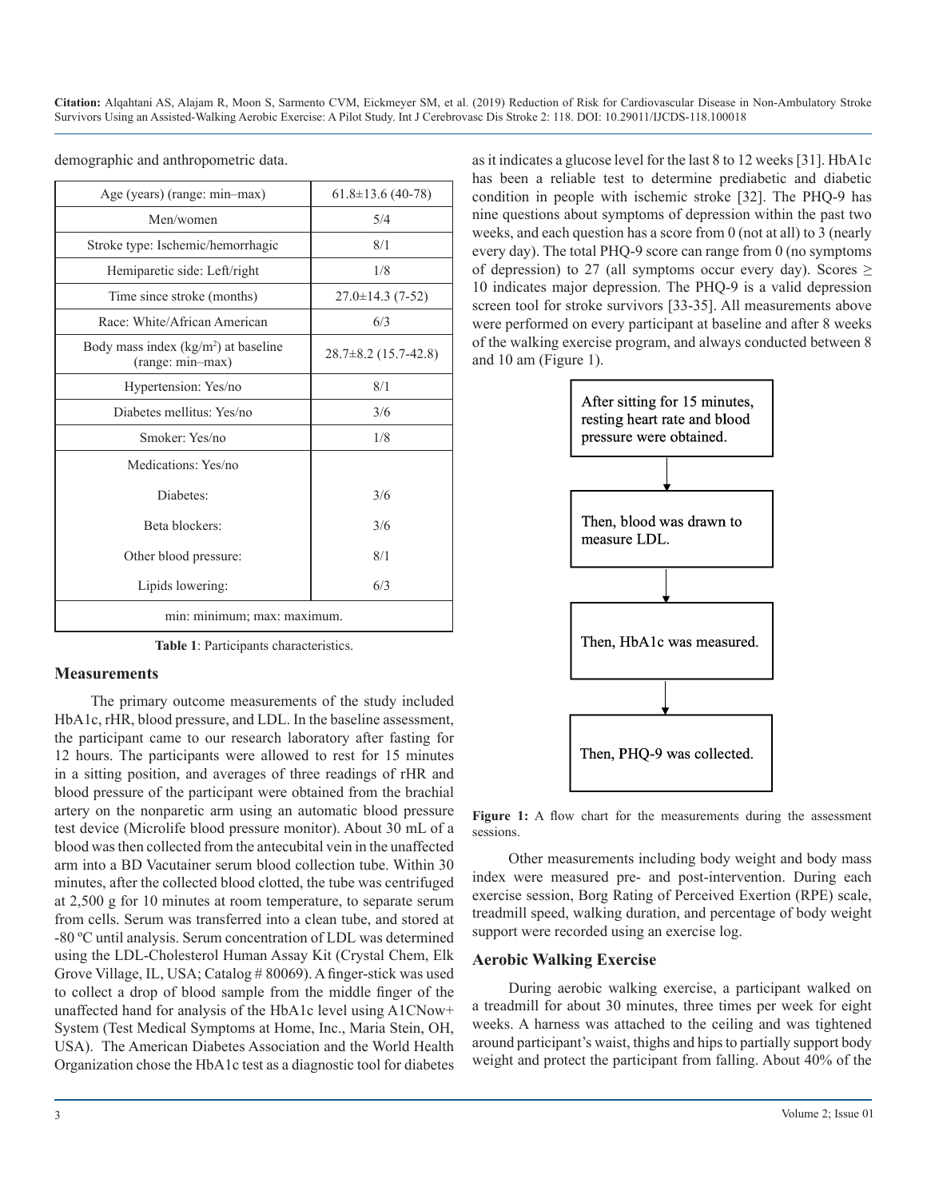demographic and anthropometric data.

| Age (years) (range: min–max) | 61.8±13.6 (40-78) |
|---|---|
| Men/women | 5/4 |
| Stroke type: Ischemic/hemorrhagic | 8/1 |
| Hemiparetic side: Left/right | 1/8 |
| Time since stroke (months) | 27.0±14.3 (7-52) |
| Race: White/African American | 6/3 |
| Body mass index (kg/m$^2$) at baseline (range: min–max) | 28.7±8.2 (15.7-42.8) |
| Hypertension: Yes/no | 8/1 |
| Diabetes mellitus: Yes/no | 3/6 |
| Smoker: Yes/no | 1/8 |
| Medications: Yes/no | |
| Diabetes: | 3/6 |
| Beta blockers: | 3/6 |
| Other blood pressure: | 8/1 |
| Lipids lowering: | 6/3 |
| min: minimum; max: maximum. | |

**Table 1**: Participants characteristics.

## Measurements

The primary outcome measurements of the study included HbA1c, rHR, blood pressure, and LDL. In the baseline assessment, the participant came to our research laboratory after fasting for 12 hours. The participants were allowed to rest for 15 minutes in a sitting position, and averages of three readings of rHR and blood pressure of the participant were obtained from the brachial artery on the nonparetic arm using an automatic blood pressure test device (Microlife blood pressure monitor). About 30 mL of a blood was then collected from the antecubital vein in the unaffected arm into a BD Vacutainer serum blood collection tube. Within 30 minutes, after the collected blood clotted, the tube was centrifuged at 2,500 g for 10 minutes at room temperature, to separate serum from cells. Serum was transferred into a clean tube, and stored at -80 ºC until analysis. Serum concentration of LDL was determined using the LDL-Cholesterol Human Assay Kit (Crystal Chem, Elk Grove Village, IL, USA; Catalog # 80069). A finger-stick was used to collect a drop of blood sample from the middle finger of the unaffected hand for analysis of the HbA1c level using A1CNow+ System (Test Medical Symptoms at Home, Inc., Maria Stein, OH, USA). The American Diabetes Association and the World Health Organization chose the HbA1c test as a diagnostic tool for diabetes as it indicates a glucose level for the last 8 to 12 weeks [31]. HbA1c has been a reliable test to determine prediabetic and diabetic condition in people with ischemic stroke [32]. The PHQ-9 has nine questions about symptoms of depression within the past two weeks, and each question has a score from 0 (not at all) to 3 (nearly every day). The total PHQ-9 score can range from 0 (no symptoms of depression) to 27 (all symptoms occur every day). Scores ≥ 10 indicates major depression. The PHQ-9 is a valid depression screen tool for stroke survivors [33-35]. All measurements above were performed on every participant at baseline and after 8 weeks of the walking exercise program, and always conducted between 8 and 10 am (Figure 1).

After sitting for 15 minutes, resting heart rate and blood pressure were obtained.

↓

Then, blood was drawn to measure LDL.

↓

Then, HbA1c was measured.

↓

Then, PHQ-9 was collected.

**Figure 1:** A flow chart for the measurements during the assessment sessions.

Other measurements including body weight and body mass index were measured pre- and post-intervention. During each exercise session, Borg Rating of Perceived Exertion (RPE) scale, treadmill speed, walking duration, and percentage of body weight support were recorded using an exercise log.

## Aerobic Walking Exercise

During aerobic walking exercise, a participant walked on a treadmill for about 30 minutes, three times per week for eight weeks. A harness was attached to the ceiling and was tightened around participant's waist, thighs and hips to partially support body weight and protect the participant from falling. About 40% of the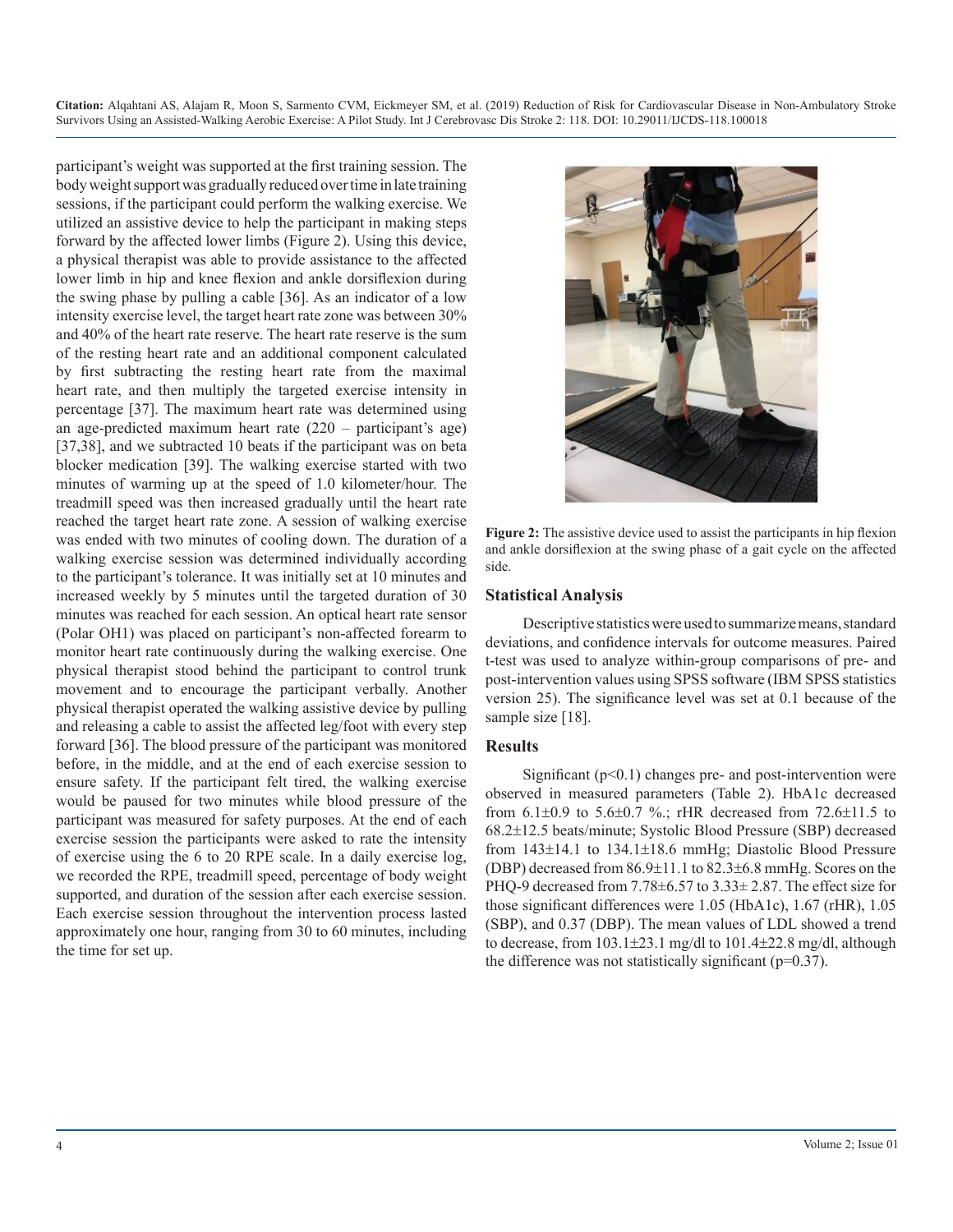participant's weight was supported at the first training session. The body weight support was gradually reduced over time in late training sessions, if the participant could perform the walking exercise. We utilized an assistive device to help the participant in making steps forward by the affected lower limbs (Figure 2). Using this device, a physical therapist was able to provide assistance to the affected lower limb in hip and knee flexion and ankle dorsiflexion during the swing phase by pulling a cable [36]. As an indicator of a low intensity exercise level, the target heart rate zone was between 30% and 40% of the heart rate reserve. The heart rate reserve is the sum of the resting heart rate and an additional component calculated by first subtracting the resting heart rate from the maximal heart rate, and then multiply the targeted exercise intensity in percentage [37]. The maximum heart rate was determined using an age-predicted maximum heart rate (220 – participant's age) [37,38], and we subtracted 10 beats if the participant was on beta blocker medication [39]. The walking exercise started with two minutes of warming up at the speed of 1.0 kilometer/hour. The treadmill speed was then increased gradually until the heart rate reached the target heart rate zone. A session of walking exercise was ended with two minutes of cooling down. The duration of a walking exercise session was determined individually according to the participant's tolerance. It was initially set at 10 minutes and increased weekly by 5 minutes until the targeted duration of 30 minutes was reached for each session. An optical heart rate sensor (Polar OH1) was placed on participant's non-affected forearm to monitor heart rate continuously during the walking exercise. One physical therapist stood behind the participant to control trunk movement and to encourage the participant verbally. Another physical therapist operated the walking assistive device by pulling and releasing a cable to assist the affected leg/foot with every step forward [36]. The blood pressure of the participant was monitored before, in the middle, and at the end of each exercise session to ensure safety. If the participant felt tired, the walking exercise would be paused for two minutes while blood pressure of the participant was measured for safety purposes. At the end of each exercise session the participants were asked to rate the intensity of exercise using the 6 to 20 RPE scale. In a daily exercise log, we recorded the RPE, treadmill speed, percentage of body weight supported, and duration of the session after each exercise session. Each exercise session throughout the intervention process lasted approximately one hour, ranging from 30 to 60 minutes, including the time for set up.

**Figure 2:** The assistive device used to assist the participants in hip flexion and ankle dorsiflexion at the swing phase of a gait cycle on the affected side.

## Statistical Analysis

Descriptive statistics were used to summarize means, standard deviations, and confidence intervals for outcome measures. Paired t-test was used to analyze within-group comparisons of pre- and post-intervention values using SPSS software (IBM SPSS statistics version 25). The significance level was set at 0.1 because of the sample size [18].

## Results

Significant ($p<0.1$) changes pre- and post-intervention were observed in measured parameters (Table 2). HbA1c decreased from 6.1±0.9 to 5.6±0.7 %.; rHR decreased from 72.6±11.5 to 68.2±12.5 beats/minute; Systolic Blood Pressure (SBP) decreased from 143±14.1 to 134.1±18.6 mmHg; Diastolic Blood Pressure (DBP) decreased from 86.9±11.1 to 82.3±6.8 mmHg. Scores on the PHQ-9 decreased from 7.78±6.57 to 3.33± 2.87. The effect size for those significant differences were 1.05 (HbA1c), 1.67 (rHR), 1.05 (SBP), and 0.37 (DBP). The mean values of LDL showed a trend to decrease, from 103.1±23.1 mg/dl to 101.4±22.8 mg/dl, although the difference was not statistically significant ($p=0.37$).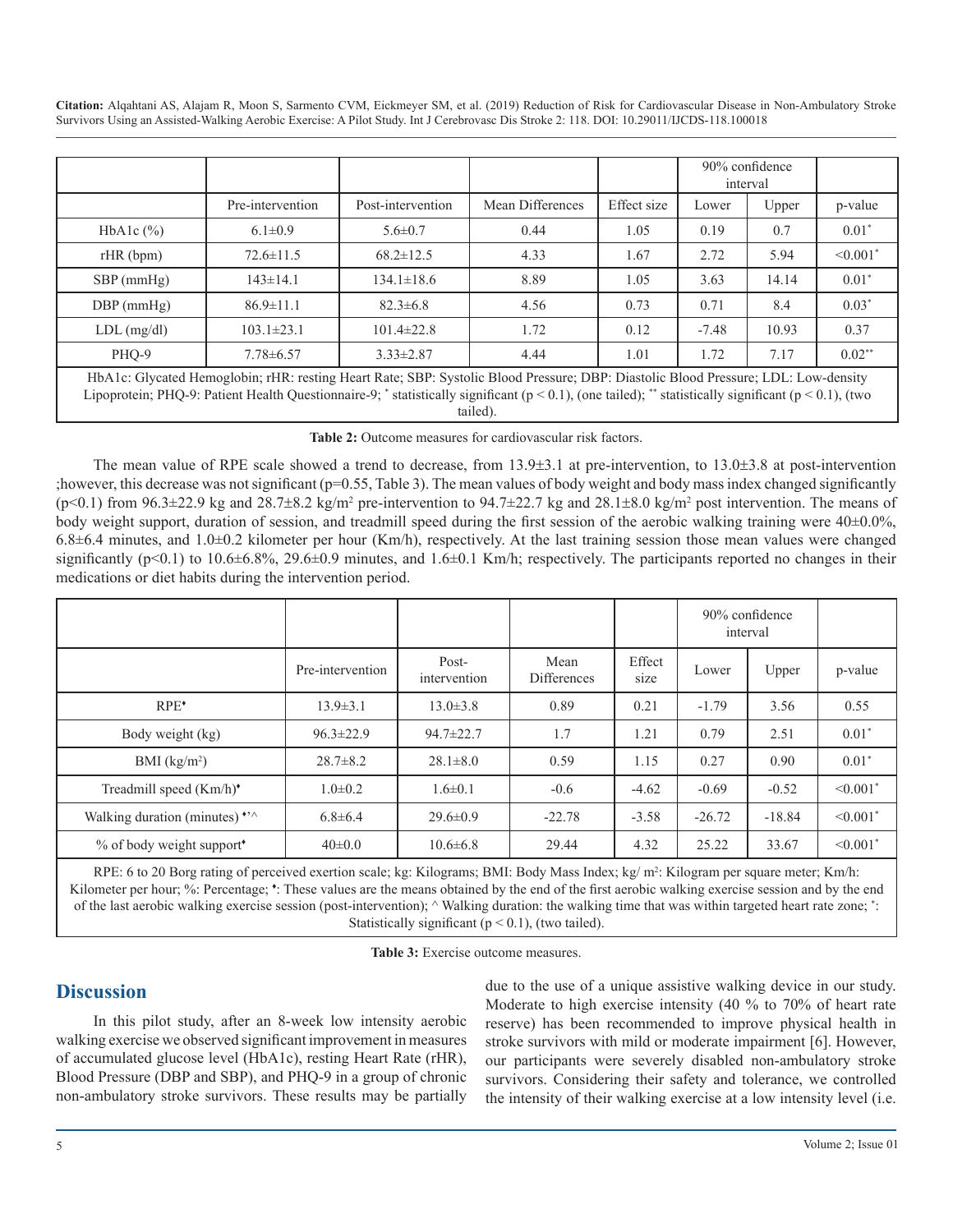| | | | | | 90% confidence interval | | |
|---|---|---|---|---|---|---|---|
| | Pre-intervention | Post-intervention | Mean Differences | Effect size | Lower | Upper | p-value |
| HbA1c (%) | 6.1±0.9 | 5.6±0.7 | 0.44 | 1.05 | 0.19 | 0.7 | 0.01* |
| rHR (bpm) | 72.6±11.5 | 68.2±12.5 | 4.33 | 1.67 | 2.72 | 5.94 | <0.001* |
| SBP (mmHg) | 143±14.1 | 134.1±18.6 | 8.89 | 1.05 | 3.63 | 14.14 | 0.01* |
| DBP (mmHg) | 86.9±11.1 | 82.3±6.8 | 4.56 | 0.73 | 0.71 | 8.4 | 0.03* |
| LDL (mg/dl) | 103.1±23.1 | 101.4±22.8 | 1.72 | 0.12 | -7.48 | 10.93 | 0.37 |
| PHQ-9 | 7.78±6.57 | 3.33±2.87 | 4.44 | 1.01 | 1.72 | 7.17 | 0.02** |

HbA1c: Glycated Hemoglobin; rHR: resting Heart Rate; SBP: Systolic Blood Pressure; DBP: Diastolic Blood Pressure; LDL: Low-density Lipoprotein; PHQ-9: Patient Health Questionnaire-9; * statistically significant ($p < 0.1$), (one tailed); ** statistically significant ($p < 0.1$), (two tailed).

**Table 2:** Outcome measures for cardiovascular risk factors.

The mean value of RPE scale showed a trend to decrease, from 13.9±3.1 at pre-intervention, to 13.0±3.8 at post-intervention ;however, this decrease was not significant (p=0.55, Table 3). The mean values of body weight and body mass index changed significantly ($p<0.1$) from 96.3±22.9 kg and 28.7±8.2 kg/m$^2$ pre-intervention to 94.7±22.7 kg and 28.1±8.0 kg/m$^2$ post intervention. The means of body weight support, duration of session, and treadmill speed during the first session of the aerobic walking training were 40±0.0%, 6.8±6.4 minutes, and 1.0±0.2 kilometer per hour (Km/h), respectively. At the last training session those mean values were changed significantly ($p<0.1$) to 10.6±6.8%, 29.6±0.9 minutes, and 1.6±0.1 Km/h; respectively. The participants reported no changes in their medications or diet habits during the intervention period.

| | | | | | 90% confidence interval | | |
|---|---|---|---|---|---|---|---|
| | Pre-intervention | Post-intervention | Mean Differences | Effect size | Lower | Upper | p-value |
| RPE♦ | 13.9±3.1 | 13.0±3.8 | 0.89 | 0.21 | -1.79 | 3.56 | 0.55 |
| Body weight (kg) | 96.3±22.9 | 94.7±22.7 | 1.7 | 1.21 | 0.79 | 2.51 | 0.01* |
| BMI (kg/m$^2$) | 28.7±8.2 | 28.1±8.0 | 0.59 | 1.15 | 0.27 | 0.90 | 0.01* |
| Treadmill speed (Km/h)♦ | 1.0±0.2 | 1.6±0.1 | -0.6 | -4.62 | -0.69 | -0.52 | <0.001* |
| Walking duration (minutes) ♦'^ | 6.8±6.4 | 29.6±0.9 | -22.78 | -3.58 | -26.72 | -18.84 | <0.001* |
| % of body weight support♦ | 40±0.0 | 10.6±6.8 | 29.44 | 4.32 | 25.22 | 33.67 | <0.001* |

RPE: 6 to 20 Borg rating of perceived exertion scale; kg: Kilograms; BMI: Body Mass Index; kg/ m$^2$: Kilogram per square meter; Km/h: Kilometer per hour; %: Percentage; ♦: These values are the means obtained by the end of the first aerobic walking exercise session and by the end of the last aerobic walking exercise session (post-intervention); ^ Walking duration: the walking time that was within targeted heart rate zone; *: Statistically significant ($p < 0.1$), (two tailed).

**Table 3:** Exercise outcome measures.

## Discussion

In this pilot study, after an 8-week low intensity aerobic walking exercise we observed significant improvement in measures of accumulated glucose level (HbA1c), resting Heart Rate (rHR), Blood Pressure (DBP and SBP), and PHQ-9 in a group of chronic non-ambulatory stroke survivors. These results may be partially due to the use of a unique assistive walking device in our study. Moderate to high exercise intensity (40 % to 70% of heart rate reserve) has been recommended to improve physical health in stroke survivors with mild or moderate impairment [6]. However, our participants were severely disabled non-ambulatory stroke survivors. Considering their safety and tolerance, we controlled the intensity of their walking exercise at a low intensity level (i.e.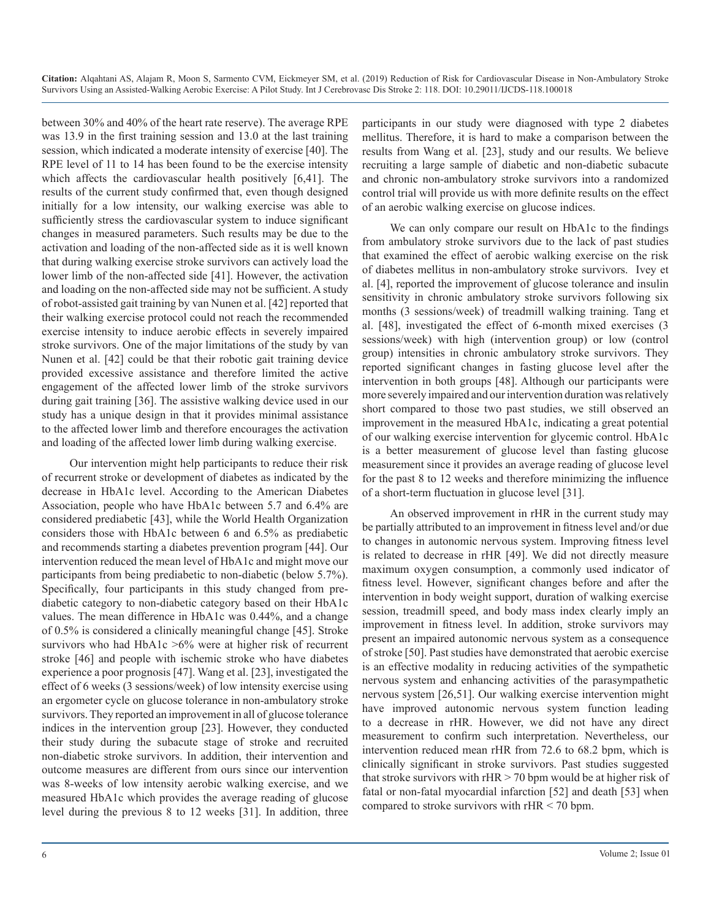between 30% and 40% of the heart rate reserve). The average RPE was 13.9 in the first training session and 13.0 at the last training session, which indicated a moderate intensity of exercise [40]. The RPE level of 11 to 14 has been found to be the exercise intensity which affects the cardiovascular health positively [6,41]. The results of the current study confirmed that, even though designed initially for a low intensity, our walking exercise was able to sufficiently stress the cardiovascular system to induce significant changes in measured parameters. Such results may be due to the activation and loading of the non-affected side as it is well known that during walking exercise stroke survivors can actively load the lower limb of the non-affected side [41]. However, the activation and loading on the non-affected side may not be sufficient. A study of robot-assisted gait training by van Nunen et al. [42] reported that their walking exercise protocol could not reach the recommended exercise intensity to induce aerobic effects in severely impaired stroke survivors. One of the major limitations of the study by van Nunen et al. [42] could be that their robotic gait training device provided excessive assistance and therefore limited the active engagement of the affected lower limb of the stroke survivors during gait training [36]. The assistive walking device used in our study has a unique design in that it provides minimal assistance to the affected lower limb and therefore encourages the activation and loading of the affected lower limb during walking exercise.

Our intervention might help participants to reduce their risk of recurrent stroke or development of diabetes as indicated by the decrease in HbA1c level. According to the American Diabetes Association, people who have HbA1c between 5.7 and 6.4% are considered prediabetic [43], while the World Health Organization considers those with HbA1c between 6 and 6.5% as prediabetic and recommends starting a diabetes prevention program [44]. Our intervention reduced the mean level of HbA1c and might move our participants from being prediabetic to non-diabetic (below 5.7%). Specifically, four participants in this study changed from pre-diabetic category to non-diabetic category based on their HbA1c values. The mean difference in HbA1c was 0.44%, and a change of 0.5% is considered a clinically meaningful change [45]. Stroke survivors who had HbA1c >6% were at higher risk of recurrent stroke [46] and people with ischemic stroke who have diabetes experience a poor prognosis [47]. Wang et al. [23], investigated the effect of 6 weeks (3 sessions/week) of low intensity exercise using an ergometer cycle on glucose tolerance in non-ambulatory stroke survivors. They reported an improvement in all of glucose tolerance indices in the intervention group [23]. However, they conducted their study during the subacute stage of stroke and recruited non-diabetic stroke survivors. In addition, their intervention and outcome measures are different from ours since our intervention was 8-weeks of low intensity aerobic walking exercise, and we measured HbA1c which provides the average reading of glucose level during the previous 8 to 12 weeks [31]. In addition, three participants in our study were diagnosed with type 2 diabetes mellitus. Therefore, it is hard to make a comparison between the results from Wang et al. [23], study and our results. We believe recruiting a large sample of diabetic and non-diabetic subacute and chronic non-ambulatory stroke survivors into a randomized control trial will provide us with more definite results on the effect of an aerobic walking exercise on glucose indices.

We can only compare our result on HbA1c to the findings from ambulatory stroke survivors due to the lack of past studies that examined the effect of aerobic walking exercise on the risk of diabetes mellitus in non-ambulatory stroke survivors. Ivey et al. [4], reported the improvement of glucose tolerance and insulin sensitivity in chronic ambulatory stroke survivors following six months (3 sessions/week) of treadmill walking training. Tang et al. [48], investigated the effect of 6-month mixed exercises (3 sessions/week) with high (intervention group) or low (control group) intensities in chronic ambulatory stroke survivors. They reported significant changes in fasting glucose level after the intervention in both groups [48]. Although our participants were more severely impaired and our intervention duration was relatively short compared to those two past studies, we still observed an improvement in the measured HbA1c, indicating a great potential of our walking exercise intervention for glycemic control. HbA1c is a better measurement of glucose level than fasting glucose measurement since it provides an average reading of glucose level for the past 8 to 12 weeks and therefore minimizing the influence of a short-term fluctuation in glucose level [31].

An observed improvement in rHR in the current study may be partially attributed to an improvement in fitness level and/or due to changes in autonomic nervous system. Improving fitness level is related to decrease in rHR [49]. We did not directly measure maximum oxygen consumption, a commonly used indicator of fitness level. However, significant changes before and after the intervention in body weight support, duration of walking exercise session, treadmill speed, and body mass index clearly imply an improvement in fitness level. In addition, stroke survivors may present an impaired autonomic nervous system as a consequence of stroke [50]. Past studies have demonstrated that aerobic exercise is an effective modality in reducing activities of the sympathetic nervous system and enhancing activities of the parasympathetic nervous system [26,51]. Our walking exercise intervention might have improved autonomic nervous system function leading to a decrease in rHR. However, we did not have any direct measurement to confirm such interpretation. Nevertheless, our intervention reduced mean rHR from 72.6 to 68.2 bpm, which is clinically significant in stroke survivors. Past studies suggested that stroke survivors with rHR > 70 bpm would be at higher risk of fatal or non-fatal myocardial infarction [52] and death [53] when compared to stroke survivors with rHR < 70 bpm.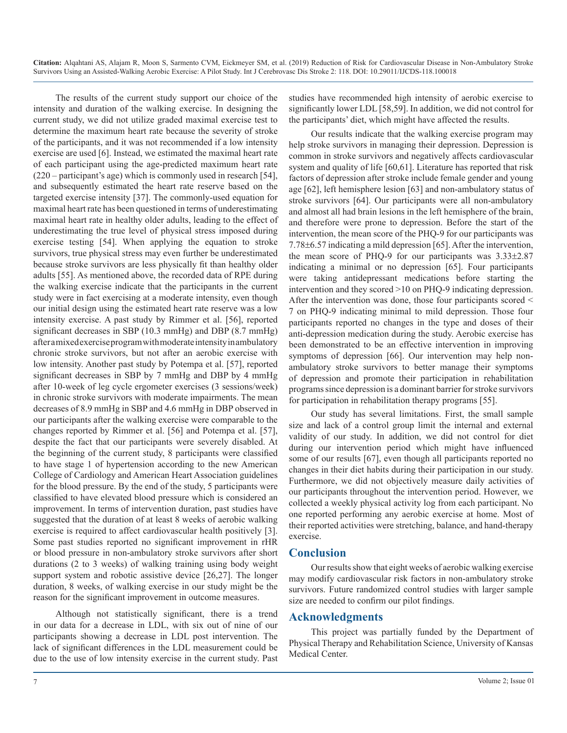The results of the current study support our choice of the intensity and duration of the walking exercise. In designing the current study, we did not utilize graded maximal exercise test to determine the maximum heart rate because the severity of stroke of the participants, and it was not recommended if a low intensity exercise are used [6]. Instead, we estimated the maximal heart rate of each participant using the age-predicted maximum heart rate (220 – participant's age) which is commonly used in research [54], and subsequently estimated the heart rate reserve based on the targeted exercise intensity [37]. The commonly-used equation for maximal heart rate has been questioned in terms of underestimating maximal heart rate in healthy older adults, leading to the effect of underestimating the true level of physical stress imposed during exercise testing [54]. When applying the equation to stroke survivors, true physical stress may even further be underestimated because stroke survivors are less physically fit than healthy older adults [55]. As mentioned above, the recorded data of RPE during the walking exercise indicate that the participants in the current study were in fact exercising at a moderate intensity, even though our initial design using the estimated heart rate reserve was a low intensity exercise. A past study by Rimmer et al. [56], reported significant decreases in SBP (10.3 mmHg) and DBP (8.7 mmHg) after a mixed exercise program with moderate intensity in ambulatory chronic stroke survivors, but not after an aerobic exercise with low intensity. Another past study by Potempa et al. [57], reported significant decreases in SBP by 7 mmHg and DBP by 4 mmHg after 10-week of leg cycle ergometer exercises (3 sessions/week) in chronic stroke survivors with moderate impairments. The mean decreases of 8.9 mmHg in SBP and 4.6 mmHg in DBP observed in our participants after the walking exercise were comparable to the changes reported by Rimmer et al. [56] and Potempa et al. [57], despite the fact that our participants were severely disabled. At the beginning of the current study, 8 participants were classified to have stage 1 of hypertension according to the new American College of Cardiology and American Heart Association guidelines for the blood pressure. By the end of the study, 5 participants were classified to have elevated blood pressure which is considered an improvement. In terms of intervention duration, past studies have suggested that the duration of at least 8 weeks of aerobic walking exercise is required to affect cardiovascular health positively [3]. Some past studies reported no significant improvement in rHR or blood pressure in non-ambulatory stroke survivors after short durations (2 to 3 weeks) of walking training using body weight support system and robotic assistive device [26,27]. The longer duration, 8 weeks, of walking exercise in our study might be the reason for the significant improvement in outcome measures.

Although not statistically significant, there is a trend in our data for a decrease in LDL, with six out of nine of our participants showing a decrease in LDL post intervention. The lack of significant differences in the LDL measurement could be due to the use of low intensity exercise in the current study. Past studies have recommended high intensity of aerobic exercise to significantly lower LDL [58,59]. In addition, we did not control for the participants' diet, which might have affected the results.

Our results indicate that the walking exercise program may help stroke survivors in managing their depression. Depression is common in stroke survivors and negatively affects cardiovascular system and quality of life [60,61]. Literature has reported that risk factors of depression after stroke include female gender and young age [62], left hemisphere lesion [63] and non-ambulatory status of stroke survivors [64]. Our participants were all non-ambulatory and almost all had brain lesions in the left hemisphere of the brain, and therefore were prone to depression. Before the start of the intervention, the mean score of the PHQ-9 for our participants was 7.78±6.57 indicating a mild depression [65]. After the intervention, the mean score of PHQ-9 for our participants was 3.33±2.87 indicating a minimal or no depression [65]. Four participants were taking antidepressant medications before starting the intervention and they scored >10 on PHQ-9 indicating depression. After the intervention was done, those four participants scored < 7 on PHQ-9 indicating minimal to mild depression. Those four participants reported no changes in the type and doses of their anti-depression medication during the study. Aerobic exercise has been demonstrated to be an effective intervention in improving symptoms of depression [66]. Our intervention may help non-ambulatory stroke survivors to better manage their symptoms of depression and promote their participation in rehabilitation programs since depression is a dominant barrier for stroke survivors for participation in rehabilitation therapy programs [55].

Our study has several limitations. First, the small sample size and lack of a control group limit the internal and external validity of our study. In addition, we did not control for diet during our intervention period which might have influenced some of our results [67], even though all participants reported no changes in their diet habits during their participation in our study. Furthermore, we did not objectively measure daily activities of our participants throughout the intervention period. However, we collected a weekly physical activity log from each participant. No one reported performing any aerobic exercise at home. Most of their reported activities were stretching, balance, and hand-therapy exercise.

## Conclusion

Our results show that eight weeks of aerobic walking exercise may modify cardiovascular risk factors in non-ambulatory stroke survivors. Future randomized control studies with larger sample size are needed to confirm our pilot findings.

## Acknowledgments

This project was partially funded by the Department of Physical Therapy and Rehabilitation Science, University of Kansas Medical Center.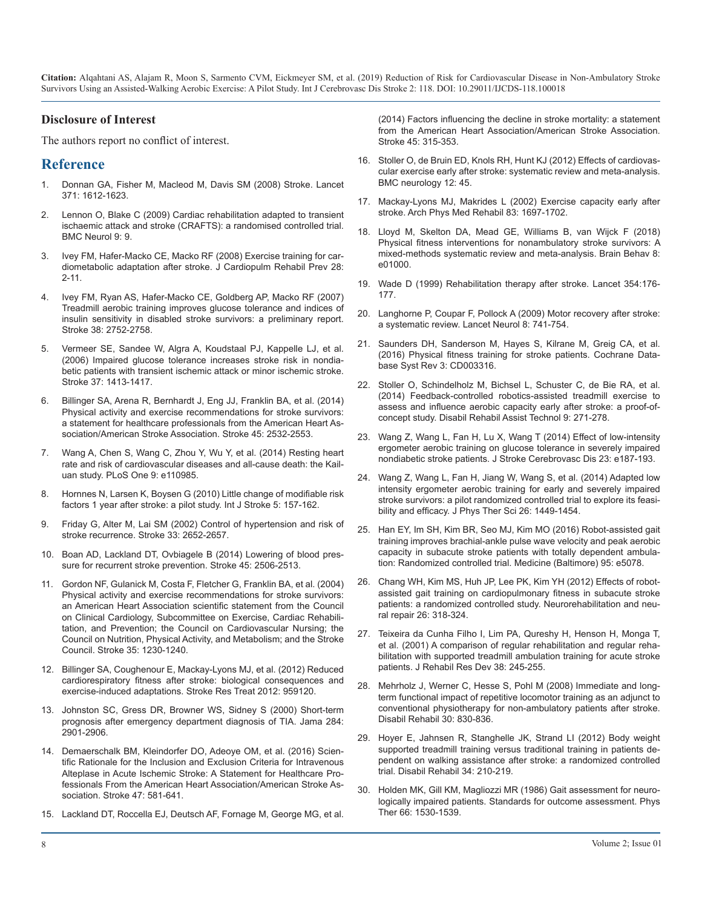## Disclosure of Interest

The authors report no conflict of interest.

## Reference

1. Donnan GA, Fisher M, Macleod M, Davis SM (2008) Stroke. Lancet 371: 1612-1623.
2. Lennon O, Blake C (2009) Cardiac rehabilitation adapted to transient ischaemic attack and stroke (CRAFTS): a randomised controlled trial. BMC Neurol 9: 9.
3. Ivey FM, Hafer-Macko CE, Macko RF (2008) Exercise training for cardiometabolic adaptation after stroke. J Cardiopulm Rehabil Prev 28: 2-11.
4. Ivey FM, Ryan AS, Hafer-Macko CE, Goldberg AP, Macko RF (2007) Treadmill aerobic training improves glucose tolerance and indices of insulin sensitivity in disabled stroke survivors: a preliminary report. Stroke 38: 2752-2758.
5. Vermeer SE, Sandee W, Algra A, Koudstaal PJ, Kappelle LJ, et al. (2006) Impaired glucose tolerance increases stroke risk in nondiabetic patients with transient ischemic attack or minor ischemic stroke. Stroke 37: 1413-1417.
6. Billinger SA, Arena R, Bernhardt J, Eng JJ, Franklin BA, et al. (2014) Physical activity and exercise recommendations for stroke survivors: a statement for healthcare professionals from the American Heart Association/American Stroke Association. Stroke 45: 2532-2553.
7. Wang A, Chen S, Wang C, Zhou Y, Wu Y, et al. (2014) Resting heart rate and risk of cardiovascular diseases and all-cause death: the Kailuan study. PLoS One 9: e110985.
8. Hornnes N, Larsen K, Boysen G (2010) Little change of modifiable risk factors 1 year after stroke: a pilot study. Int J Stroke 5: 157-162.
9. Friday G, Alter M, Lai SM (2002) Control of hypertension and risk of stroke recurrence. Stroke 33: 2652-2657.
10. Boan AD, Lackland DT, Ovbiagele B (2014) Lowering of blood pressure for recurrent stroke prevention. Stroke 45: 2506-2513.
11. Gordon NF, Gulanick M, Costa F, Fletcher G, Franklin BA, et al. (2004) Physical activity and exercise recommendations for stroke survivors: an American Heart Association scientific statement from the Council on Clinical Cardiology, Subcommittee on Exercise, Cardiac Rehabilitation, and Prevention; the Council on Cardiovascular Nursing; the Council on Nutrition, Physical Activity, and Metabolism; and the Stroke Council. Stroke 35: 1230-1240.
12. Billinger SA, Coughenour E, Mackay-Lyons MJ, et al. (2012) Reduced cardiorespiratory fitness after stroke: biological consequences and exercise-induced adaptations. Stroke Res Treat 2012: 959120.
13. Johnston SC, Gress DR, Browner WS, Sidney S (2000) Short-term prognosis after emergency department diagnosis of TIA. Jama 284: 2901-2906.
14. Demaerschalk BM, Kleindorfer DO, Adeoye OM, et al. (2016) Scientific Rationale for the Inclusion and Exclusion Criteria for Intravenous Alteplase in Acute Ischemic Stroke: A Statement for Healthcare Professionals From the American Heart Association/American Stroke Association. Stroke 47: 581-641.
15. Lackland DT, Roccella EJ, Deutsch AF, Fornage M, George MG, et al. (2014) Factors influencing the decline in stroke mortality: a statement from the American Heart Association/American Stroke Association. Stroke 45: 315-353.
16. Stoller O, de Bruin ED, Knols RH, Hunt KJ (2012) Effects of cardiovascular exercise early after stroke: systematic review and meta-analysis. BMC neurology 12: 45.
17. Mackay-Lyons MJ, Makrides L (2002) Exercise capacity early after stroke. Arch Phys Med Rehabil 83: 1697-1702.
18. Lloyd M, Skelton DA, Mead GE, Williams B, van Wijck F (2018) Physical fitness interventions for nonambulatory stroke survivors: A mixed-methods systematic review and meta-analysis. Brain Behav 8: e01000.
19. Wade D (1999) Rehabilitation therapy after stroke. Lancet 354:176-177.
20. Langhorne P, Coupar F, Pollock A (2009) Motor recovery after stroke: a systematic review. Lancet Neurol 8: 741-754.
21. Saunders DH, Sanderson M, Hayes S, Kilrane M, Greig CA, et al. (2016) Physical fitness training for stroke patients. Cochrane Database Syst Rev 3: CD003316.
22. Stoller O, Schindelholz M, Bichsel L, Schuster C, de Bie RA, et al. (2014) Feedback-controlled robotics-assisted treadmill exercise to assess and influence aerobic capacity early after stroke: a proof-of-concept study. Disabil Rehabil Assist Technol 9: 271-278.
23. Wang Z, Wang L, Fan H, Lu X, Wang T (2014) Effect of low-intensity ergometer aerobic training on glucose tolerance in severely impaired nondiabetic stroke patients. J Stroke Cerebrovasc Dis 23: e187-193.
24. Wang Z, Wang L, Fan H, Jiang W, Wang S, et al. (2014) Adapted low intensity ergometer aerobic training for early and severely impaired stroke survivors: a pilot randomized controlled trial to explore its feasibility and efficacy. J Phys Ther Sci 26: 1449-1454.
25. Han EY, Im SH, Kim BR, Seo MJ, Kim MO (2016) Robot-assisted gait training improves brachial-ankle pulse wave velocity and peak aerobic capacity in subacute stroke patients with totally dependent ambulation: Randomized controlled trial. Medicine (Baltimore) 95: e5078.
26. Chang WH, Kim MS, Huh JP, Lee PK, Kim YH (2012) Effects of robot-assisted gait training on cardiopulmonary fitness in subacute stroke patients: a randomized controlled study. Neurorehabilitation and neural repair 26: 318-324.
27. Teixeira da Cunha Filho I, Lim PA, Qureshy H, Henson H, Monga T, et al. (2001) A comparison of regular rehabilitation and regular rehabilitation with supported treadmill ambulation training for acute stroke patients. J Rehabil Res Dev 38: 245-255.
28. Mehrholz J, Werner C, Hesse S, Pohl M (2008) Immediate and long-term functional impact of repetitive locomotor training as an adjunct to conventional physiotherapy for non-ambulatory patients after stroke. Disabil Rehabil 30: 830-836.
29. Hoyer E, Jahnsen R, Stanghelle JK, Strand LI (2012) Body weight supported treadmill training versus traditional training in patients dependent on walking assistance after stroke: a randomized controlled trial. Disabil Rehabil 34: 210-219.
30. Holden MK, Gill KM, Magliozzi MR (1986) Gait assessment for neurologically impaired patients. Standards for outcome assessment. Phys Ther 66: 1530-1539.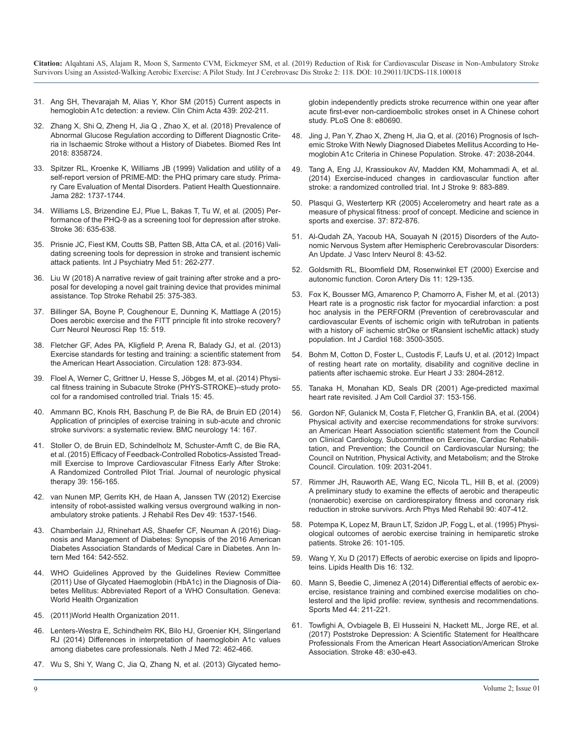31. Ang SH, Thevarajah M, Alias Y, Khor SM (2015) Current aspects in hemoglobin A1c detection: a review. Clin Chim Acta 439: 202-211.

32. Zhang X, Shi Q, Zheng H, Jia Q , Zhao X, et al. (2018) Prevalence of Abnormal Glucose Regulation according to Different Diagnostic Criteria in Ischaemic Stroke without a History of Diabetes. Biomed Res Int 2018: 8358724.

33. Spitzer RL, Kroenke K, Williams JB (1999) Validation and utility of a self-report version of PRIME-MD: the PHQ primary care study. Primary Care Evaluation of Mental Disorders. Patient Health Questionnaire. Jama 282: 1737-1744.

34. Williams LS, Brizendine EJ, Plue L, Bakas T, Tu W, et al. (2005) Performance of the PHQ-9 as a screening tool for depression after stroke. Stroke 36: 635-638.

35. Prisnie JC, Fiest KM, Coutts SB, Patten SB, Atta CA, et al. (2016) Validating screening tools for depression in stroke and transient ischemic attack patients. Int J Psychiatry Med 51: 262-277.

36. Liu W (2018) A narrative review of gait training after stroke and a proposal for developing a novel gait training device that provides minimal assistance. Top Stroke Rehabil 25: 375-383.

37. Billinger SA, Boyne P, Coughenour E, Dunning K, Mattlage A (2015) Does aerobic exercise and the FITT principle fit into stroke recovery? Curr Neurol Neurosci Rep 15: 519.

38. Fletcher GF, Ades PA, Kligfield P, Arena R, Balady GJ, et al. (2013) Exercise standards for testing and training: a scientific statement from the American Heart Association. Circulation 128: 873-934.

39. Floel A, Werner C, Grittner U, Hesse S, Jöbges M, et al. (2014) Physical fitness training in Subacute Stroke (PHYS-STROKE)--study protocol for a randomised controlled trial. Trials 15: 45.

40. Ammann BC, Knols RH, Baschung P, de Bie RA, de Bruin ED (2014) Application of principles of exercise training in sub-acute and chronic stroke survivors: a systematic review. BMC neurology 14: 167.

41. Stoller O, de Bruin ED, Schindelholz M, Schuster-Amft C, de Bie RA, et al. (2015) Efficacy of Feedback-Controlled Robotics-Assisted Treadmill Exercise to Improve Cardiovascular Fitness Early After Stroke: A Randomized Controlled Pilot Trial. Journal of neurologic physical therapy 39: 156-165.

42. van Nunen MP, Gerrits KH, de Haan A, Janssen TW (2012) Exercise intensity of robot-assisted walking versus overground walking in non-ambulatory stroke patients. J Rehabil Res Dev 49: 1537-1546.

43. Chamberlain JJ, Rhinehart AS, Shaefer CF, Neuman A (2016) Diagnosis and Management of Diabetes: Synopsis of the 2016 American Diabetes Association Standards of Medical Care in Diabetes. Ann Intern Med 164: 542-552.

44. WHO Guidelines Approved by the Guidelines Review Committee (2011) Use of Glycated Haemoglobin (HbA1c) in the Diagnosis of Diabetes Mellitus: Abbreviated Report of a WHO Consultation. Geneva: World Health Organization

45. (2011)World Health Organization 2011.

46. Lenters-Westra E, Schindhelm RK, Bilo HJ, Groenier KH, Slingerland RJ (2014) Differences in interpretation of haemoglobin A1c values among diabetes care professionals. Neth J Med 72: 462-466.

47. Wu S, Shi Y, Wang C, Jia Q, Zhang N, et al. (2013) Glycated hemoglobin independently predicts stroke recurrence within one year after acute first-ever non-cardioembolic strokes onset in A Chinese cohort study. PLoS One 8: e80690.

48. Jing J, Pan Y, Zhao X, Zheng H, Jia Q, et al. (2016) Prognosis of Ischemic Stroke With Newly Diagnosed Diabetes Mellitus According to Hemoglobin A1c Criteria in Chinese Population. Stroke. 47: 2038-2044.

49. Tang A, Eng JJ, Krassioukov AV, Madden KM, Mohammadi A, et al. (2014) Exercise-induced changes in cardiovascular function after stroke: a randomized controlled trial. Int J Stroke 9: 883-889.

50. Plasqui G, Westerterp KR (2005) Accelerometry and heart rate as a measure of physical fitness: proof of concept. Medicine and science in sports and exercise. 37: 872-876.

51. Al-Qudah ZA, Yacoub HA, Souayah N (2015) Disorders of the Autonomic Nervous System after Hemispheric Cerebrovascular Disorders: An Update. J Vasc Interv Neurol 8: 43-52.

52. Goldsmith RL, Bloomfield DM, Rosenwinkel ET (2000) Exercise and autonomic function. Coron Artery Dis 11: 129-135.

53. Fox K, Bousser MG, Amarenco P, Chamorro A, Fisher M, et al. (2013) Heart rate is a prognostic risk factor for myocardial infarction: a post hoc analysis in the PERFORM (Prevention of cerebrovascular and cardiovascular Events of ischemic origin with teRutroban in patients with a history oF ischemic strOke or tRansient ischeMic attack) study population. Int J Cardiol 168: 3500-3505.

54. Bohm M, Cotton D, Foster L, Custodis F, Laufs U, et al. (2012) Impact of resting heart rate on mortality, disability and cognitive decline in patients after ischaemic stroke. Eur Heart J 33: 2804-2812.

55. Tanaka H, Monahan KD, Seals DR (2001) Age-predicted maximal heart rate revisited. J Am Coll Cardiol 37: 153-156.

56. Gordon NF, Gulanick M, Costa F, Fletcher G, Franklin BA, et al. (2004) Physical activity and exercise recommendations for stroke survivors: an American Heart Association scientific statement from the Council on Clinical Cardiology, Subcommittee on Exercise, Cardiac Rehabilitation, and Prevention; the Council on Cardiovascular Nursing; the Council on Nutrition, Physical Activity, and Metabolism; and the Stroke Council. Circulation. 109: 2031-2041.

57. Rimmer JH, Rauworth AE, Wang EC, Nicola TL, Hill B, et al. (2009) A preliminary study to examine the effects of aerobic and therapeutic (nonaerobic) exercise on cardiorespiratory fitness and coronary risk reduction in stroke survivors. Arch Phys Med Rehabil 90: 407-412.

58. Potempa K, Lopez M, Braun LT, Szidon JP, Fogg L, et al. (1995) Physiological outcomes of aerobic exercise training in hemiparetic stroke patients. Stroke 26: 101-105.

59. Wang Y, Xu D (2017) Effects of aerobic exercise on lipids and lipoproteins. Lipids Health Dis 16: 132.

60. Mann S, Beedie C, Jimenez A (2014) Differential effects of aerobic exercise, resistance training and combined exercise modalities on cholesterol and the lipid profile: review, synthesis and recommendations. Sports Med 44: 211-221.

61. Towfighi A, Ovbiagele B, El Husseini N, Hackett ML, Jorge RE, et al. (2017) Poststroke Depression: A Scientific Statement for Healthcare Professionals From the American Heart Association/American Stroke Association. Stroke 48: e30-e43.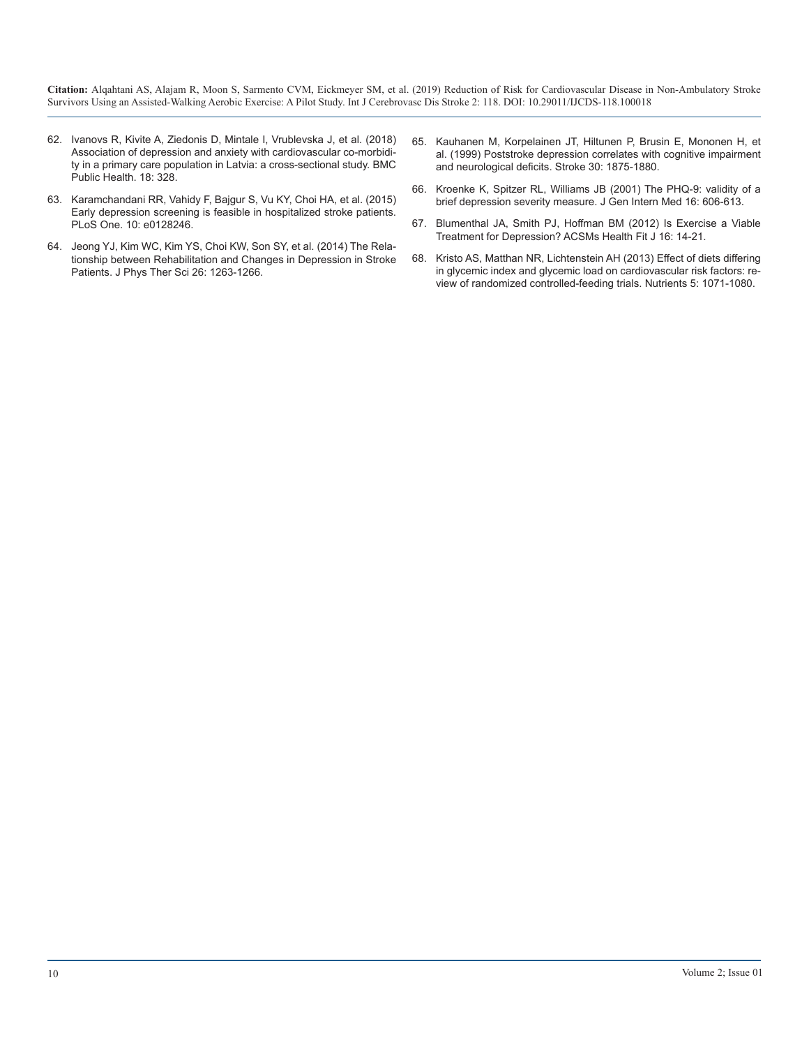62. Ivanovs R, Kivite A, Ziedonis D, Mintale I, Vrublevska J, et al. (2018) Association of depression and anxiety with cardiovascular co-morbidity in a primary care population in Latvia: a cross-sectional study. BMC Public Health. 18: 328.

63. Karamchandani RR, Vahidy F, Bajgur S, Vu KY, Choi HA, et al. (2015) Early depression screening is feasible in hospitalized stroke patients. PLoS One. 10: e0128246.

64. Jeong YJ, Kim WC, Kim YS, Choi KW, Son SY, et al. (2014) The Relationship between Rehabilitation and Changes in Depression in Stroke Patients. J Phys Ther Sci 26: 1263-1266.

65. Kauhanen M, Korpelainen JT, Hiltunen P, Brusin E, Mononen H, et al. (1999) Poststroke depression correlates with cognitive impairment and neurological deficits. Stroke 30: 1875-1880.

66. Kroenke K, Spitzer RL, Williams JB (2001) The PHQ-9: validity of a brief depression severity measure. J Gen Intern Med 16: 606-613.

67. Blumenthal JA, Smith PJ, Hoffman BM (2012) Is Exercise a Viable Treatment for Depression? ACSMs Health Fit J 16: 14-21.

68. Kristo AS, Matthan NR, Lichtenstein AH (2013) Effect of diets differing in glycemic index and glycemic load on cardiovascular risk factors: review of randomized controlled-feeding trials. Nutrients 5: 1071-1080.